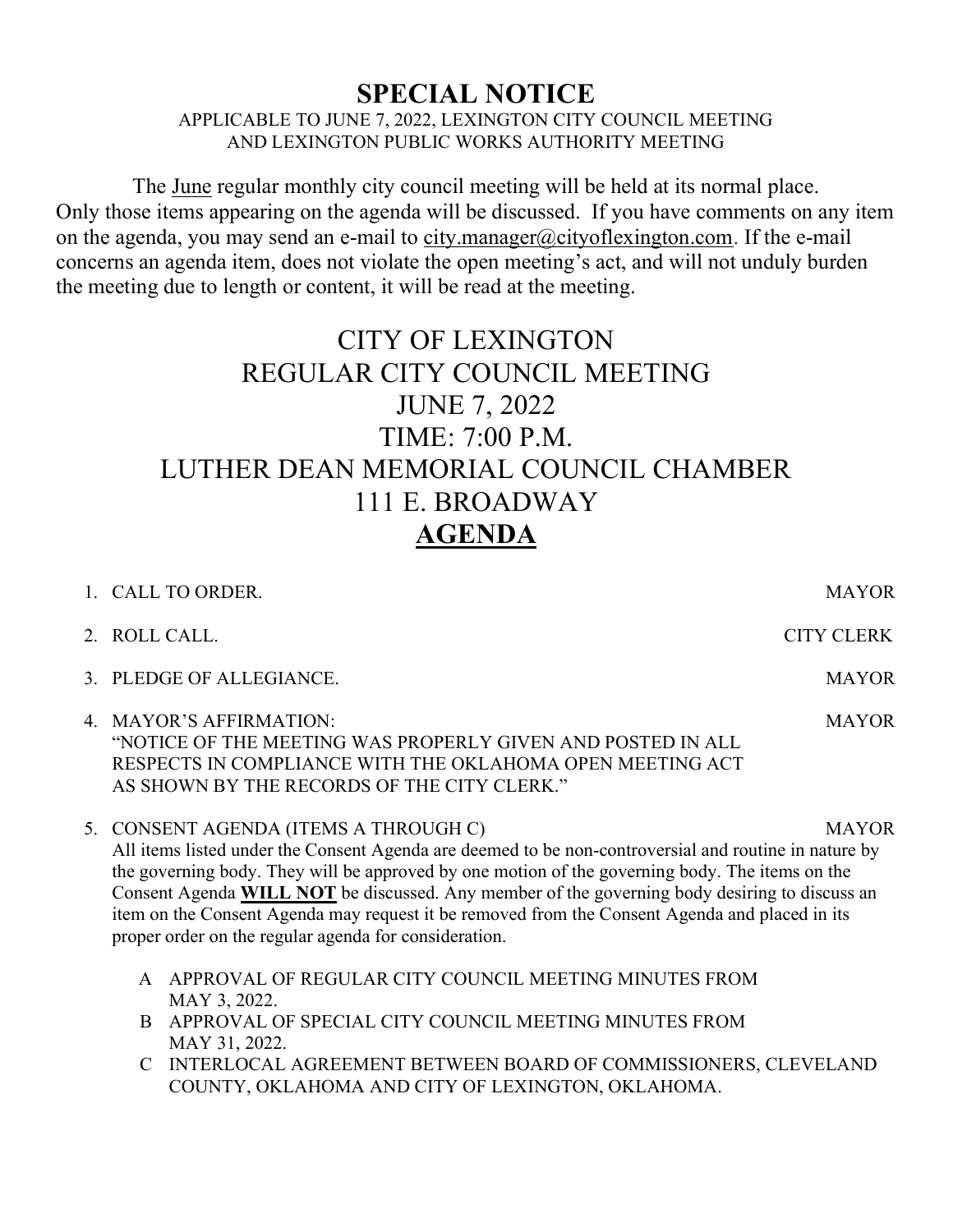# SPECIAL NOTICE

APPLICABLE TO JUNE 7, 2022, LEXINGTON CITY COUNCIL MEETING
AND LEXINGTON PUBLIC WORKS AUTHORITY MEETING

The June regular monthly city council meeting will be held at its normal place. Only those items appearing on the agenda will be discussed. If you have comments on any item on the agenda, you may send an e-mail to city.manager@cityoflexington.com. If the e-mail concerns an agenda item, does not violate the open meeting's act, and will not unduly burden the meeting due to length or content, it will be read at the meeting.

## CITY OF LEXINGTON
## REGULAR CITY COUNCIL MEETING
## JUNE 7, 2022
## TIME: 7:00 P.M.
## LUTHER DEAN MEMORIAL COUNCIL CHAMBER
## 111 E. BROADWAY
## AGENDA

1. CALL TO ORDER. — MAYOR
2. ROLL CALL. — CITY CLERK
3. PLEDGE OF ALLEGIANCE. — MAYOR
4. MAYOR'S AFFIRMATION: — MAYOR
   "NOTICE OF THE MEETING WAS PROPERLY GIVEN AND POSTED IN ALL RESPECTS IN COMPLIANCE WITH THE OKLAHOMA OPEN MEETING ACT AS SHOWN BY THE RECORDS OF THE CITY CLERK."
5. CONSENT AGENDA (ITEMS A THROUGH C) — MAYOR
   All items listed under the Consent Agenda are deemed to be non-controversial and routine in nature by the governing body. They will be approved by one motion of the governing body. The items on the Consent Agenda **WILL NOT** be discussed. Any member of the governing body desiring to discuss an item on the Consent Agenda may request it be removed from the Consent Agenda and placed in its proper order on the regular agenda for consideration.

   A APPROVAL OF REGULAR CITY COUNCIL MEETING MINUTES FROM MAY 3, 2022.
   B APPROVAL OF SPECIAL CITY COUNCIL MEETING MINUTES FROM MAY 31, 2022.
   C INTERLOCAL AGREEMENT BETWEEN BOARD OF COMMISSIONERS, CLEVELAND COUNTY, OKLAHOMA AND CITY OF LEXINGTON, OKLAHOMA.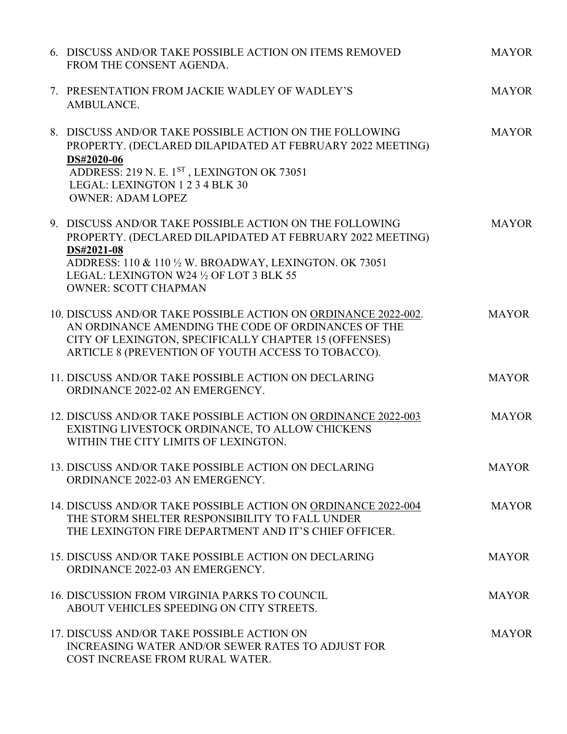6. DISCUSS AND/OR TAKE POSSIBLE ACTION ON ITEMS REMOVED FROM THE CONSENT AGENDA. — MAYOR

7. PRESENTATION FROM JACKIE WADLEY OF WADLEY'S AMBULANCE. — MAYOR

8. DISCUSS AND/OR TAKE POSSIBLE ACTION ON THE FOLLOWING PROPERTY. (DECLARED DILAPIDATED AT FEBRUARY 2022 MEETING) — MAYOR
   **DS#2020-06**
   ADDRESS: 219 N. E. 1ST , LEXINGTON OK 73051
   LEGAL: LEXINGTON 1 2 3 4 BLK 30
   OWNER: ADAM LOPEZ

9. DISCUSS AND/OR TAKE POSSIBLE ACTION ON THE FOLLOWING PROPERTY. (DECLARED DILAPIDATED AT FEBRUARY 2022 MEETING) — MAYOR
   **DS#2021-08**
   ADDRESS: 110 & 110 ½ W. BROADWAY, LEXINGTON. OK 73051
   LEGAL: LEXINGTON W24 ½ OF LOT 3 BLK 55
   OWNER: SCOTT CHAPMAN

10. DISCUSS AND/OR TAKE POSSIBLE ACTION ON ORDINANCE 2022-002. AN ORDINANCE AMENDING THE CODE OF ORDINANCES OF THE CITY OF LEXINGTON, SPECIFICALLY CHAPTER 15 (OFFENSES) ARTICLE 8 (PREVENTION OF YOUTH ACCESS TO TOBACCO). — MAYOR

11. DISCUSS AND/OR TAKE POSSIBLE ACTION ON DECLARING ORDINANCE 2022-02 AN EMERGENCY. — MAYOR

12. DISCUSS AND/OR TAKE POSSIBLE ACTION ON ORDINANCE 2022-003 EXISTING LIVESTOCK ORDINANCE, TO ALLOW CHICKENS WITHIN THE CITY LIMITS OF LEXINGTON. — MAYOR

13. DISCUSS AND/OR TAKE POSSIBLE ACTION ON DECLARING ORDINANCE 2022-03 AN EMERGENCY. — MAYOR

14. DISCUSS AND/OR TAKE POSSIBLE ACTION ON ORDINANCE 2022-004 THE STORM SHELTER RESPONSIBILITY TO FALL UNDER THE LEXINGTON FIRE DEPARTMENT AND IT'S CHIEF OFFICER. — MAYOR

15. DISCUSS AND/OR TAKE POSSIBLE ACTION ON DECLARING ORDINANCE 2022-03 AN EMERGENCY. — MAYOR

16. DISCUSSION FROM VIRGINIA PARKS TO COUNCIL ABOUT VEHICLES SPEEDING ON CITY STREETS. — MAYOR

17. DISCUSS AND/OR TAKE POSSIBLE ACTION ON INCREASING WATER AND/OR SEWER RATES TO ADJUST FOR COST INCREASE FROM RURAL WATER. — MAYOR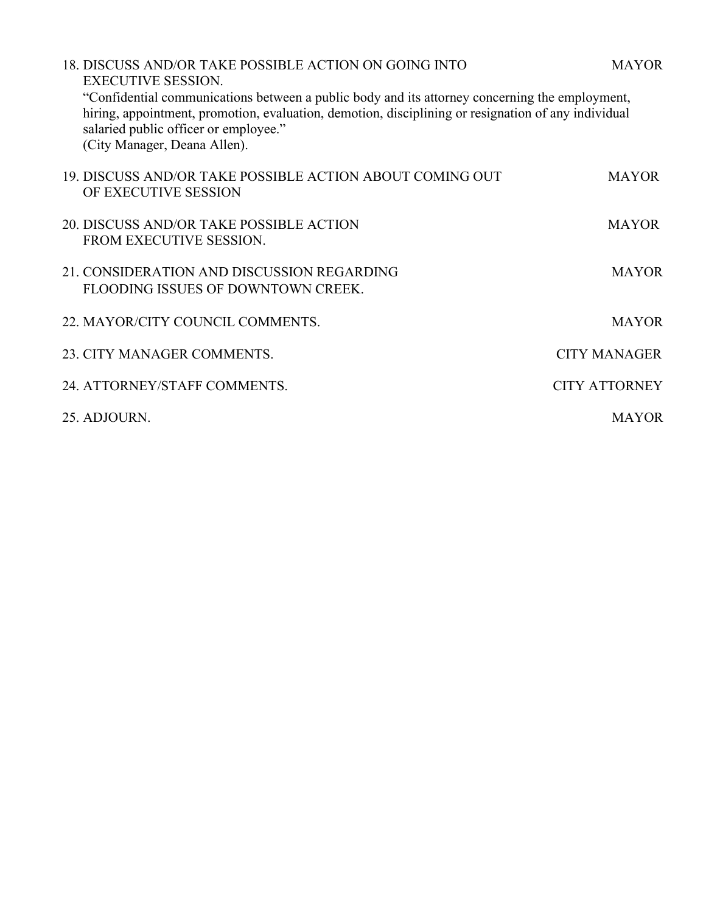18. DISCUSS AND/OR TAKE POSSIBLE ACTION ON GOING INTO EXECUTIVE SESSION. MAYOR
    "Confidential communications between a public body and its attorney concerning the employment, hiring, appointment, promotion, evaluation, demotion, disciplining or resignation of any individual salaried public officer or employee."
    (City Manager, Deana Allen).

19. DISCUSS AND/OR TAKE POSSIBLE ACTION ABOUT COMING OUT OF EXECUTIVE SESSION MAYOR

20. DISCUSS AND/OR TAKE POSSIBLE ACTION FROM EXECUTIVE SESSION. MAYOR

21. CONSIDERATION AND DISCUSSION REGARDING FLOODING ISSUES OF DOWNTOWN CREEK. MAYOR

22. MAYOR/CITY COUNCIL COMMENTS. MAYOR

23. CITY MANAGER COMMENTS. CITY MANAGER

24. ATTORNEY/STAFF COMMENTS. CITY ATTORNEY

25. ADJOURN. MAYOR